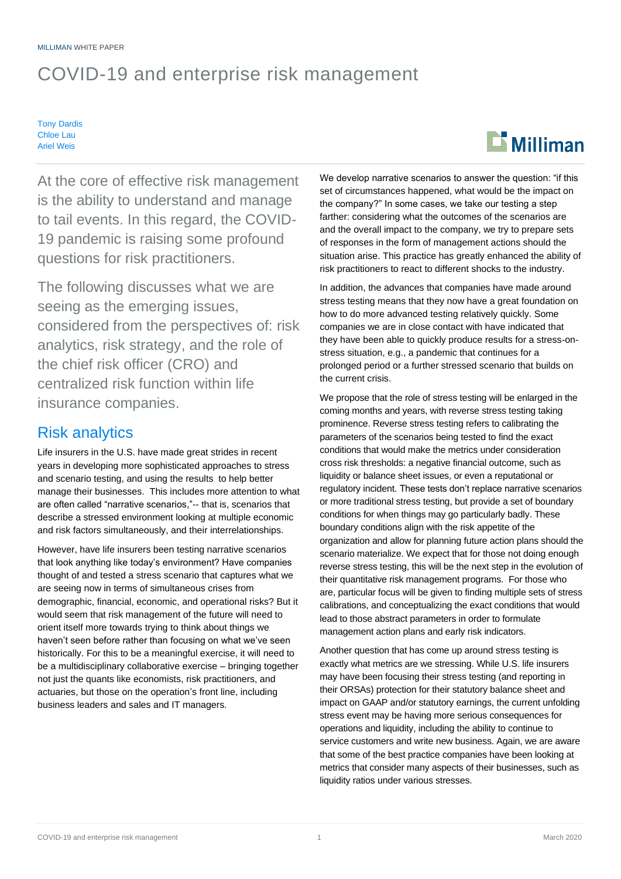MILLIMAN WHITE PAPER

# COVID-19 and enterprise risk management

Tony Dardis
Chloe Lau
Ariel Weis

At the core of effective risk management is the ability to understand and manage to tail events. In this regard, the COVID-19 pandemic is raising some profound questions for risk practitioners.

The following discusses what we are seeing as the emerging issues, considered from the perspectives of: risk analytics, risk strategy, and the role of the chief risk officer (CRO) and centralized risk function within life insurance companies.

## Risk analytics

Life insurers in the U.S. have made great strides in recent years in developing more sophisticated approaches to stress and scenario testing, and using the results to help better manage their businesses. This includes more attention to what are often called "narrative scenarios,"-- that is, scenarios that describe a stressed environment looking at multiple economic and risk factors simultaneously, and their interrelationships.

However, have life insurers been testing narrative scenarios that look anything like today's environment? Have companies thought of and tested a stress scenario that captures what we are seeing now in terms of simultaneous crises from demographic, financial, economic, and operational risks? But it would seem that risk management of the future will need to orient itself more towards trying to think about things we haven't seen before rather than focusing on what we've seen historically. For this to be a meaningful exercise, it will need to be a multidisciplinary collaborative exercise – bringing together not just the quants like economists, risk practitioners, and actuaries, but those on the operation's front line, including business leaders and sales and IT managers.

We develop narrative scenarios to answer the question: "if this set of circumstances happened, what would be the impact on the company?" In some cases, we take our testing a step farther: considering what the outcomes of the scenarios are and the overall impact to the company, we try to prepare sets of responses in the form of management actions should the situation arise. This practice has greatly enhanced the ability of risk practitioners to react to different shocks to the industry.

In addition, the advances that companies have made around stress testing means that they now have a great foundation on how to do more advanced testing relatively quickly. Some companies we are in close contact with have indicated that they have been able to quickly produce results for a stress-on-stress situation, e.g., a pandemic that continues for a prolonged period or a further stressed scenario that builds on the current crisis.

We propose that the role of stress testing will be enlarged in the coming months and years, with reverse stress testing taking prominence. Reverse stress testing refers to calibrating the parameters of the scenarios being tested to find the exact conditions that would make the metrics under consideration cross risk thresholds: a negative financial outcome, such as liquidity or balance sheet issues, or even a reputational or regulatory incident. These tests don't replace narrative scenarios or more traditional stress testing, but provide a set of boundary conditions for when things may go particularly badly. These boundary conditions align with the risk appetite of the organization and allow for planning future action plans should the scenario materialize. We expect that for those not doing enough reverse stress testing, this will be the next step in the evolution of their quantitative risk management programs. For those who are, particular focus will be given to finding multiple sets of stress calibrations, and conceptualizing the exact conditions that would lead to those abstract parameters in order to formulate management action plans and early risk indicators.

Another question that has come up around stress testing is exactly what metrics are we stressing. While U.S. life insurers may have been focusing their stress testing (and reporting in their ORSAs) protection for their statutory balance sheet and impact on GAAP and/or statutory earnings, the current unfolding stress event may be having more serious consequences for operations and liquidity, including the ability to continue to service customers and write new business. Again, we are aware that some of the best practice companies have been looking at metrics that consider many aspects of their businesses, such as liquidity ratios under various stresses.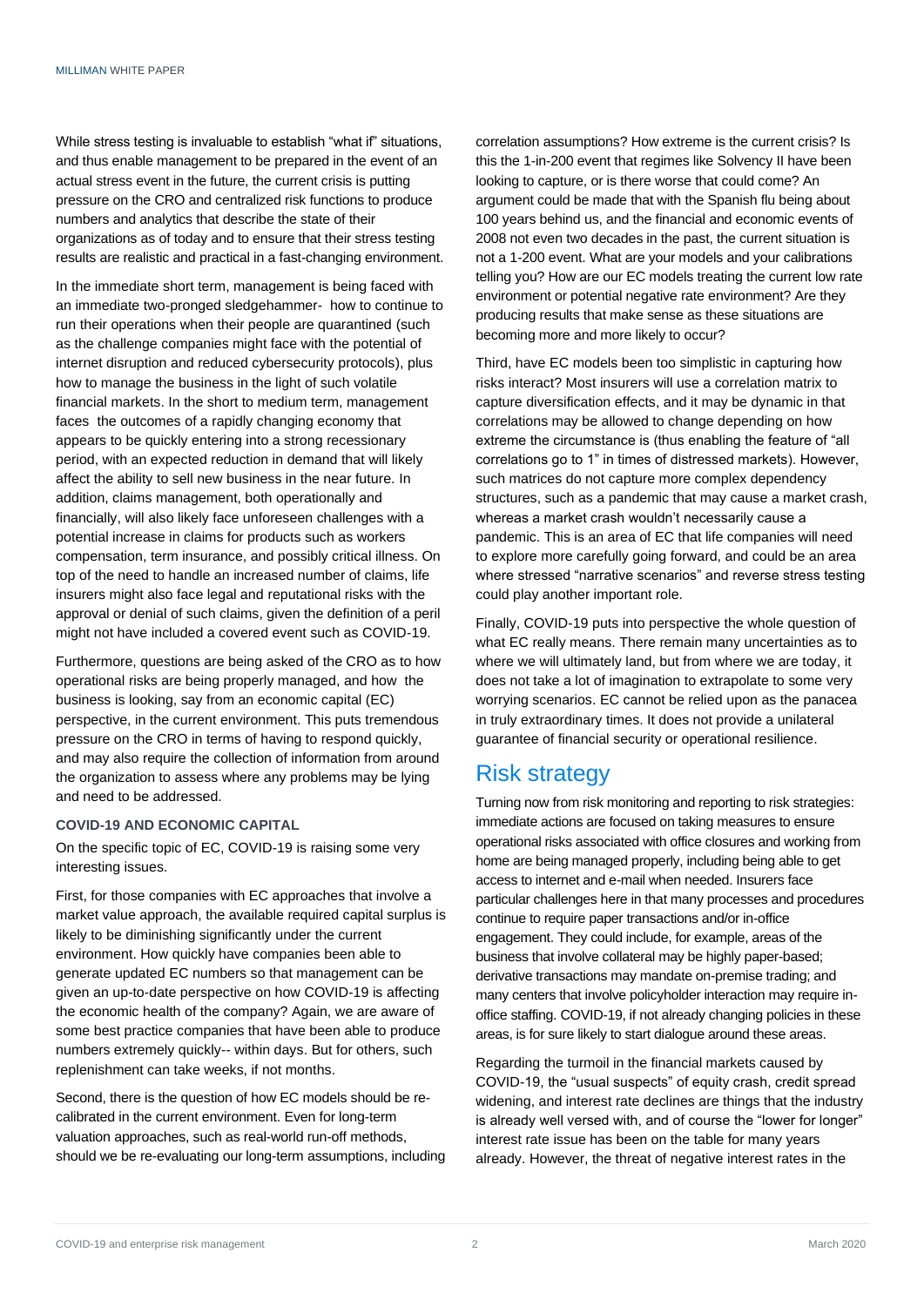While stress testing is invaluable to establish "what if" situations, and thus enable management to be prepared in the event of an actual stress event in the future, the current crisis is putting pressure on the CRO and centralized risk functions to produce numbers and analytics that describe the state of their organizations as of today and to ensure that their stress testing results are realistic and practical in a fast-changing environment.

In the immediate short term, management is being faced with an immediate two-pronged sledgehammer- how to continue to run their operations when their people are quarantined (such as the challenge companies might face with the potential of internet disruption and reduced cybersecurity protocols), plus how to manage the business in the light of such volatile financial markets. In the short to medium term, management faces the outcomes of a rapidly changing economy that appears to be quickly entering into a strong recessionary period, with an expected reduction in demand that will likely affect the ability to sell new business in the near future. In addition, claims management, both operationally and financially, will also likely face unforeseen challenges with a potential increase in claims for products such as workers compensation, term insurance, and possibly critical illness. On top of the need to handle an increased number of claims, life insurers might also face legal and reputational risks with the approval or denial of such claims, given the definition of a peril might not have included a covered event such as COVID-19.

Furthermore, questions are being asked of the CRO as to how operational risks are being properly managed, and how the business is looking, say from an economic capital (EC) perspective, in the current environment. This puts tremendous pressure on the CRO in terms of having to respond quickly, and may also require the collection of information from around the organization to assess where any problems may be lying and need to be addressed.

### COVID-19 AND ECONOMIC CAPITAL

On the specific topic of EC, COVID-19 is raising some very interesting issues.

First, for those companies with EC approaches that involve a market value approach, the available required capital surplus is likely to be diminishing significantly under the current environment. How quickly have companies been able to generate updated EC numbers so that management can be given an up-to-date perspective on how COVID-19 is affecting the economic health of the company? Again, we are aware of some best practice companies that have been able to produce numbers extremely quickly-- within days. But for others, such replenishment can take weeks, if not months.

Second, there is the question of how EC models should be re-calibrated in the current environment. Even for long-term valuation approaches, such as real-world run-off methods, should we be re-evaluating our long-term assumptions, including correlation assumptions? How extreme is the current crisis? Is this the 1-in-200 event that regimes like Solvency II have been looking to capture, or is there worse that could come? An argument could be made that with the Spanish flu being about 100 years behind us, and the financial and economic events of 2008 not even two decades in the past, the current situation is not a 1-200 event. What are your models and your calibrations telling you? How are our EC models treating the current low rate environment or potential negative rate environment? Are they producing results that make sense as these situations are becoming more and more likely to occur?

Third, have EC models been too simplistic in capturing how risks interact? Most insurers will use a correlation matrix to capture diversification effects, and it may be dynamic in that correlations may be allowed to change depending on how extreme the circumstance is (thus enabling the feature of "all correlations go to 1" in times of distressed markets). However, such matrices do not capture more complex dependency structures, such as a pandemic that may cause a market crash, whereas a market crash wouldn't necessarily cause a pandemic. This is an area of EC that life companies will need to explore more carefully going forward, and could be an area where stressed "narrative scenarios" and reverse stress testing could play another important role.

Finally, COVID-19 puts into perspective the whole question of what EC really means. There remain many uncertainties as to where we will ultimately land, but from where we are today, it does not take a lot of imagination to extrapolate to some very worrying scenarios. EC cannot be relied upon as the panacea in truly extraordinary times. It does not provide a unilateral guarantee of financial security or operational resilience.

## Risk strategy

Turning now from risk monitoring and reporting to risk strategies: immediate actions are focused on taking measures to ensure operational risks associated with office closures and working from home are being managed properly, including being able to get access to internet and e-mail when needed. Insurers face particular challenges here in that many processes and procedures continue to require paper transactions and/or in-office engagement. They could include, for example, areas of the business that involve collateral may be highly paper-based; derivative transactions may mandate on-premise trading; and many centers that involve policyholder interaction may require in-office staffing. COVID-19, if not already changing policies in these areas, is for sure likely to start dialogue around these areas.

Regarding the turmoil in the financial markets caused by COVID-19, the "usual suspects" of equity crash, credit spread widening, and interest rate declines are things that the industry is already well versed with, and of course the "lower for longer" interest rate issue has been on the table for many years already. However, the threat of negative interest rates in the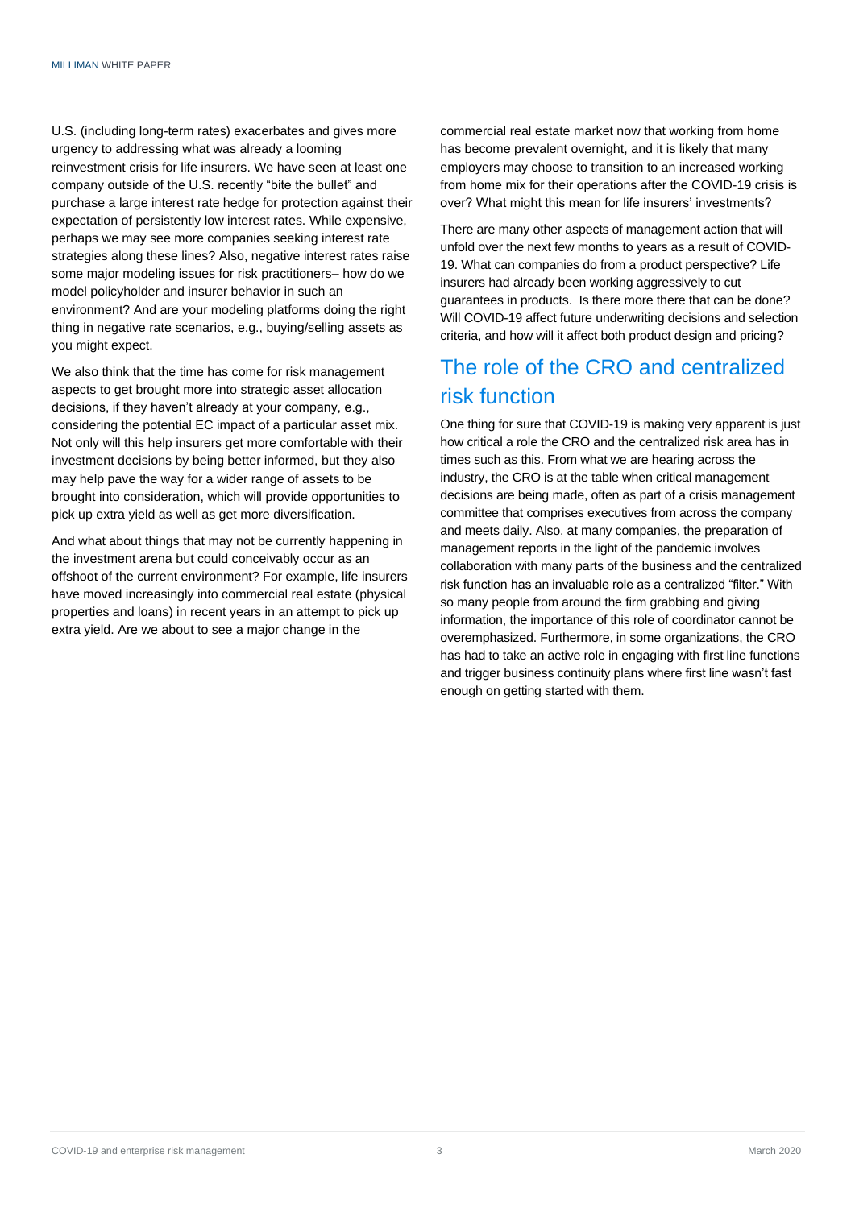U.S. (including long-term rates) exacerbates and gives more urgency to addressing what was already a looming reinvestment crisis for life insurers. We have seen at least one company outside of the U.S. recently "bite the bullet" and purchase a large interest rate hedge for protection against their expectation of persistently low interest rates. While expensive, perhaps we may see more companies seeking interest rate strategies along these lines? Also, negative interest rates raise some major modeling issues for risk practitioners– how do we model policyholder and insurer behavior in such an environment? And are your modeling platforms doing the right thing in negative rate scenarios, e.g., buying/selling assets as you might expect.

We also think that the time has come for risk management aspects to get brought more into strategic asset allocation decisions, if they haven't already at your company, e.g., considering the potential EC impact of a particular asset mix. Not only will this help insurers get more comfortable with their investment decisions by being better informed, but they also may help pave the way for a wider range of assets to be brought into consideration, which will provide opportunities to pick up extra yield as well as get more diversification.

And what about things that may not be currently happening in the investment arena but could conceivably occur as an offshoot of the current environment? For example, life insurers have moved increasingly into commercial real estate (physical properties and loans) in recent years in an attempt to pick up extra yield. Are we about to see a major change in the commercial real estate market now that working from home has become prevalent overnight, and it is likely that many employers may choose to transition to an increased working from home mix for their operations after the COVID-19 crisis is over? What might this mean for life insurers' investments?

There are many other aspects of management action that will unfold over the next few months to years as a result of COVID-19. What can companies do from a product perspective? Life insurers had already been working aggressively to cut guarantees in products. Is there more there that can be done? Will COVID-19 affect future underwriting decisions and selection criteria, and how will it affect both product design and pricing?

## The role of the CRO and centralized risk function

One thing for sure that COVID-19 is making very apparent is just how critical a role the CRO and the centralized risk area has in times such as this. From what we are hearing across the industry, the CRO is at the table when critical management decisions are being made, often as part of a crisis management committee that comprises executives from across the company and meets daily. Also, at many companies, the preparation of management reports in the light of the pandemic involves collaboration with many parts of the business and the centralized risk function has an invaluable role as a centralized "filter." With so many people from around the firm grabbing and giving information, the importance of this role of coordinator cannot be overemphasized. Furthermore, in some organizations, the CRO has had to take an active role in engaging with first line functions and trigger business continuity plans where first line wasn't fast enough on getting started with them.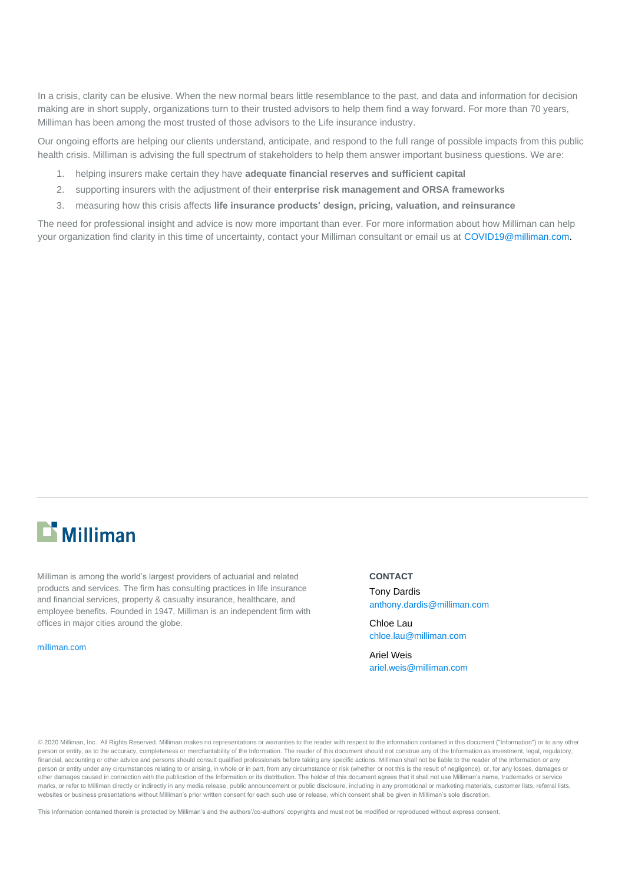In a crisis, clarity can be elusive. When the new normal bears little resemblance to the past, and data and information for decision making are in short supply, organizations turn to their trusted advisors to help them find a way forward. For more than 70 years, Milliman has been among the most trusted of those advisors to the Life insurance industry.

Our ongoing efforts are helping our clients understand, anticipate, and respond to the full range of possible impacts from this public health crisis. Milliman is advising the full spectrum of stakeholders to help them answer important business questions. We are:

1. helping insurers make certain they have **adequate financial reserves and sufficient capital**
2. supporting insurers with the adjustment of their **enterprise risk management and ORSA frameworks**
3. measuring how this crisis affects **life insurance products' design, pricing, valuation, and reinsurance**

The need for professional insight and advice is now more important than ever. For more information about how Milliman can help your organization find clarity in this time of uncertainty, contact your Milliman consultant or email us at COVID19@milliman.com.

Milliman

Milliman is among the world's largest providers of actuarial and related products and services. The firm has consulting practices in life insurance and financial services, property & casualty insurance, healthcare, and employee benefits. Founded in 1947, Milliman is an independent firm with offices in major cities around the globe.

milliman.com

**CONTACT**

Tony Dardis
anthony.dardis@milliman.com

Chloe Lau
chloe.lau@milliman.com

Ariel Weis
ariel.weis@milliman.com

© 2020 Milliman, Inc. All Rights Reserved. Milliman makes no representations or warranties to the reader with respect to the information contained in this document ("Information") or to any other person or entity, as to the accuracy, completeness or merchantability of the Information. The reader of this document should not construe any of the Information as investment, legal, regulatory, financial, accounting or other advice and persons should consult qualified professionals before taking any specific actions. Milliman shall not be liable to the reader of the Information or any person or entity under any circumstances relating to or arising, in whole or in part, from any circumstance or risk (whether or not this is the result of negligence), or, for any losses, damages or other damages caused in connection with the publication of the Information or its distribution. The holder of this document agrees that it shall not use Milliman's name, trademarks or service marks, or refer to Milliman directly or indirectly in any media release, public announcement or public disclosure, including in any promotional or marketing materials, customer lists, referral lists, websites or business presentations without Milliman's prior written consent for each such use or release, which consent shall be given in Milliman's sole discretion.

This Information contained therein is protected by Milliman's and the authors'/co-authors' copyrights and must not be modified or reproduced without express consent.